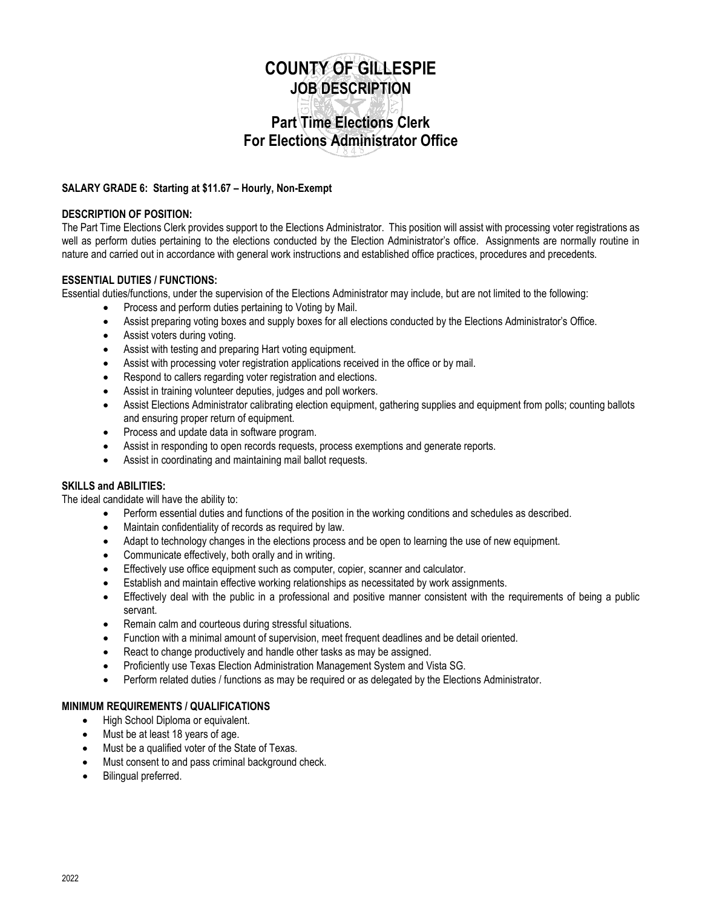# COUNTY OF GILLESPIE
## JOB DESCRIPTION

## Part Time Elections Clerk
## For Elections Administrator Office

**SALARY GRADE 6: Starting at $11.67 – Hourly, Non-Exempt**

**DESCRIPTION OF POSITION:**

The Part Time Elections Clerk provides support to the Elections Administrator. This position will assist with processing voter registrations as well as perform duties pertaining to the elections conducted by the Election Administrator's office. Assignments are normally routine in nature and carried out in accordance with general work instructions and established office practices, procedures and precedents.

**ESSENTIAL DUTIES / FUNCTIONS:**

Essential duties/functions, under the supervision of the Elections Administrator may include, but are not limited to the following:

- Process and perform duties pertaining to Voting by Mail.
- Assist preparing voting boxes and supply boxes for all elections conducted by the Elections Administrator's Office.
- Assist voters during voting.
- Assist with testing and preparing Hart voting equipment.
- Assist with processing voter registration applications received in the office or by mail.
- Respond to callers regarding voter registration and elections.
- Assist in training volunteer deputies, judges and poll workers.
- Assist Elections Administrator calibrating election equipment, gathering supplies and equipment from polls; counting ballots and ensuring proper return of equipment.
- Process and update data in software program.
- Assist in responding to open records requests, process exemptions and generate reports.
- Assist in coordinating and maintaining mail ballot requests.

**SKILLS and ABILITIES:**

The ideal candidate will have the ability to:

- Perform essential duties and functions of the position in the working conditions and schedules as described.
- Maintain confidentiality of records as required by law.
- Adapt to technology changes in the elections process and be open to learning the use of new equipment.
- Communicate effectively, both orally and in writing.
- Effectively use office equipment such as computer, copier, scanner and calculator.
- Establish and maintain effective working relationships as necessitated by work assignments.
- Effectively deal with the public in a professional and positive manner consistent with the requirements of being a public servant.
- Remain calm and courteous during stressful situations.
- Function with a minimal amount of supervision, meet frequent deadlines and be detail oriented.
- React to change productively and handle other tasks as may be assigned.
- Proficiently use Texas Election Administration Management System and Vista SG.
- Perform related duties / functions as may be required or as delegated by the Elections Administrator.

**MINIMUM REQUIREMENTS / QUALIFICATIONS**

- High School Diploma or equivalent.
- Must be at least 18 years of age.
- Must be a qualified voter of the State of Texas.
- Must consent to and pass criminal background check.
- Bilingual preferred.

2022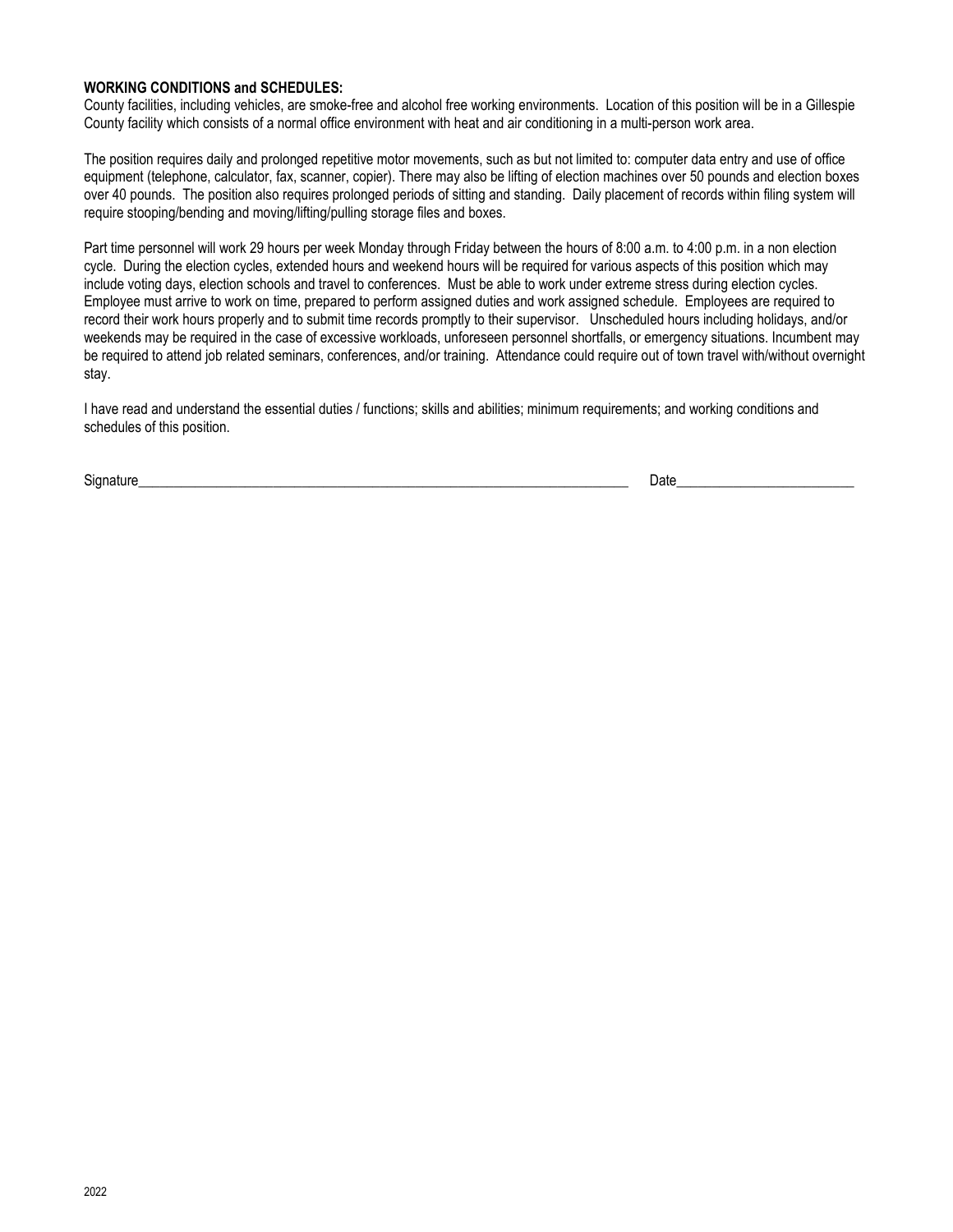**WORKING CONDITIONS and SCHEDULES:**
County facilities, including vehicles, are smoke-free and alcohol free working environments. Location of this position will be in a Gillespie County facility which consists of a normal office environment with heat and air conditioning in a multi-person work area.

The position requires daily and prolonged repetitive motor movements, such as but not limited to: computer data entry and use of office equipment (telephone, calculator, fax, scanner, copier). There may also be lifting of election machines over 50 pounds and election boxes over 40 pounds. The position also requires prolonged periods of sitting and standing. Daily placement of records within filing system will require stooping/bending and moving/lifting/pulling storage files and boxes.

Part time personnel will work 29 hours per week Monday through Friday between the hours of 8:00 a.m. to 4:00 p.m. in a non election cycle. During the election cycles, extended hours and weekend hours will be required for various aspects of this position which may include voting days, election schools and travel to conferences. Must be able to work under extreme stress during election cycles. Employee must arrive to work on time, prepared to perform assigned duties and work assigned schedule. Employees are required to record their work hours properly and to submit time records promptly to their supervisor. Unscheduled hours including holidays, and/or weekends may be required in the case of excessive workloads, unforeseen personnel shortfalls, or emergency situations. Incumbent may be required to attend job related seminars, conferences, and/or training. Attendance could require out of town travel with/without overnight stay.

I have read and understand the essential duties / functions; skills and abilities; minimum requirements; and working conditions and schedules of this position.

Signature_________________________________________________________________________ Date__________________________

2022